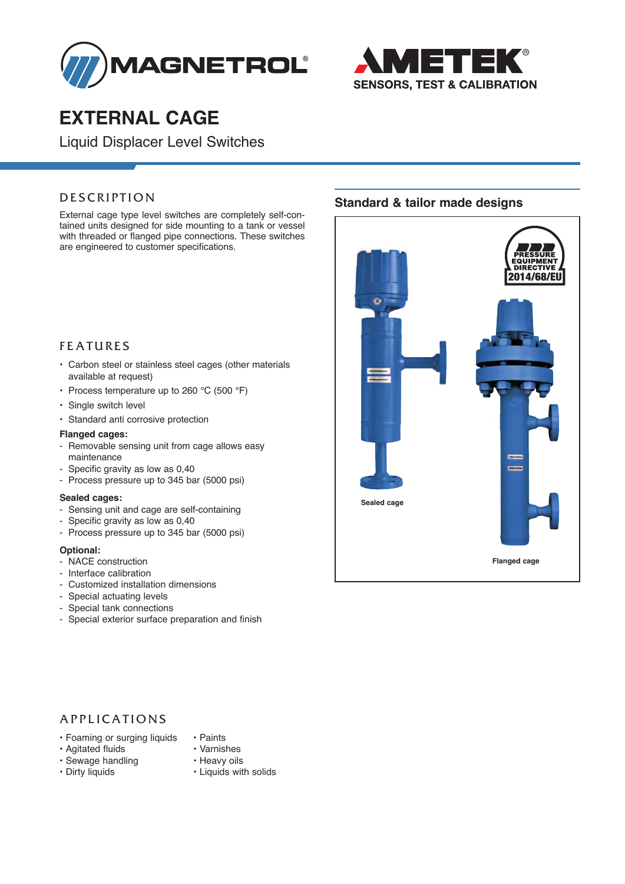# EXTERNAL CAGE

Liquid Displacer Level Switches

## DESCRIPTION

External cage type level switches are completely self-contained units designed for side mounting to a tank or vessel with threaded or flanged pipe connections. These switches are engineered to customer specifications.

## FEATURES

- Carbon steel or stainless steel cages (other materials available at request)
- Process temperature up to 260 °C (500 °F)
- Single switch level
- Standard anti corrosive protection

**Flanged cages:**

- Removable sensing unit from cage allows easy maintenance
- Specific gravity as low as 0,40
- Process pressure up to 345 bar (5000 psi)

**Sealed cages:**

- Sensing unit and cage are self-containing
- Specific gravity as low as 0,40
- Process pressure up to 345 bar (5000 psi)

**Optional:**

- NACE construction
- Interface calibration
- Customized installation dimensions
- Special actuating levels
- Special tank connections
- Special exterior surface preparation and finish

## Standard & tailor made designs

Sealed cage

Flanged cage

## APPLICATIONS

- Foaming or surging liquids
- Agitated fluids
- Sewage handling
- Dirty liquids
- Paints
- Varnishes
- Heavy oils
- Liquids with solids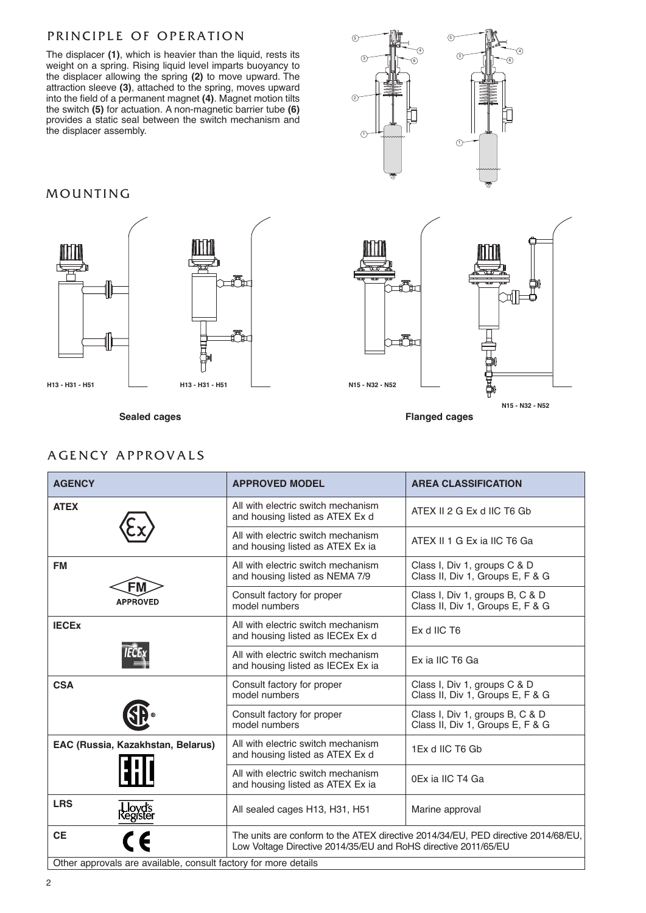## PRINCIPLE OF OPERATION

The displacer **(1)**, which is heavier than the liquid, rests its weight on a spring. Rising liquid level imparts buoyancy to the displacer allowing the spring **(2)** to move upward. The attraction sleeve **(3)**, attached to the spring, moves upward into the field of a permanent magnet **(4)**. Magnet motion tilts the switch **(5)** for actuation. A non-magnetic barrier tube **(6)** provides a static seal between the switch mechanism and the displacer assembly.

## MOUNTING

H13 - H31 - H51

H13 - H31 - H51

**Sealed cages**

N15 - N32 - N52

N15 - N32 - N52

**Flanged cages**

## AGENCY APPROVALS

| AGENCY | APPROVED MODEL | AREA CLASSIFICATION |
|---|---|---|
| **ATEX** | All with electric switch mechanism and housing listed as ATEX Ex d | ATEX II 2 G Ex d IIC T6 Gb |
| | All with electric switch mechanism and housing listed as ATEX Ex ia | ATEX II 1 G Ex ia IIC T6 Ga |
| **FM** | All with electric switch mechanism and housing listed as NEMA 7/9 | Class I, Div 1, groups C & D<br>Class II, Div 1, Groups E, F & G |
| | Consult factory for proper model numbers | Class I, Div 1, groups B, C & D<br>Class II, Div 1, Groups E, F & G |
| **IECEx** | All with electric switch mechanism and housing listed as IECEx Ex d | Ex d IIC T6 |
| | All with electric switch mechanism and housing listed as IECEx Ex ia | Ex ia IIC T6 Ga |
| **CSA** | Consult factory for proper model numbers | Class I, Div 1, groups C & D<br>Class II, Div 1, Groups E, F & G |
| | Consult factory for proper model numbers | Class I, Div 1, groups B, C & D<br>Class II, Div 1, Groups E, F & G |
| **EAC (Russia, Kazakhstan, Belarus)** | All with electric switch mechanism and housing listed as ATEX Ex d | 1Ex d IIC T6 Gb |
| | All with electric switch mechanism and housing listed as ATEX Ex ia | 0Ex ia IIC T4 Ga |
| **LRS** | All sealed cages H13, H31, H51 | Marine approval |
| **CE** | The units are conform to the ATEX directive 2014/34/EU, PED directive 2014/68/EU, Low Voltage Directive 2014/35/EU and RoHS directive 2011/65/EU | |

Other approvals are available, consult factory for more details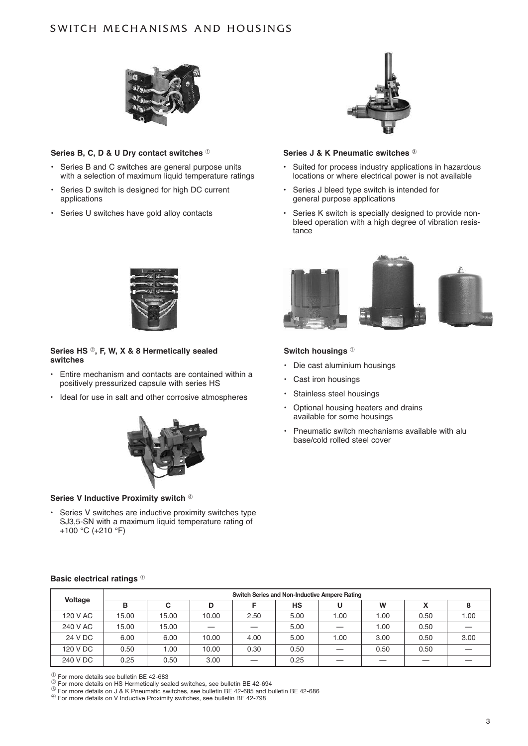# SWITCH MECHANISMS AND HOUSINGS

### Series B, C, D & U Dry contact switches [1]

- Series B and C switches are general purpose units with a selection of maximum liquid temperature ratings
- Series D switch is designed for high DC current applications
- Series U switches have gold alloy contacts

### Series J & K Pneumatic switches [3]

- Suited for process industry applications in hazardous locations or where electrical power is not available
- Series J bleed type switch is intended for general purpose applications
- Series K switch is specially designed to provide non-bleed operation with a high degree of vibration resistance

### Series HS [2], F, W, X & 8 Hermetically sealed switches

- Entire mechanism and contacts are contained within a positively pressurized capsule with series HS
- Ideal for use in salt and other corrosive atmospheres

### Series V Inductive Proximity switch [4]

- Series V switches are inductive proximity switches type SJ3,5-SN with a maximum liquid temperature rating of +100 °C (+210 °F)

### Switch housings [1]

- Die cast aluminium housings
- Cast iron housings
- Stainless steel housings
- Optional housing heaters and drains available for some housings
- Pneumatic switch mechanisms available with alu base/cold rolled steel cover

### Basic electrical ratings [1]

| Voltage | Switch Series and Non-Inductive Ampere Rating | | | | | | | | |
|---|---|---|---|---|---|---|---|---|---|
| | B | C | D | F | HS | U | W | X | 8 |
| 120 V AC | 15.00 | 15.00 | 10.00 | 2.50 | 5.00 | 1.00 | 1.00 | 0.50 | 1.00 |
| 240 V AC | 15.00 | 15.00 | — | — | 5.00 | — | 1.00 | 0.50 | — |
| 24 V DC | 6.00 | 6.00 | 10.00 | 4.00 | 5.00 | 1.00 | 3.00 | 0.50 | 3.00 |
| 120 V DC | 0.50 | 1.00 | 10.00 | 0.30 | 0.50 | — | 0.50 | 0.50 | — |
| 240 V DC | 0.25 | 0.50 | 3.00 | — | 0.25 | — | — | — | — |

[1] For more details see bulletin BE 42-683
[2] For more details on HS Hermetically sealed switches, see bulletin BE 42-694
[3] For more details on J & K Pneumatic switches, see bulletin BE 42-685 and bulletin BE 42-686
[4] For more details on V Inductive Proximity switches, see bulletin BE 42-798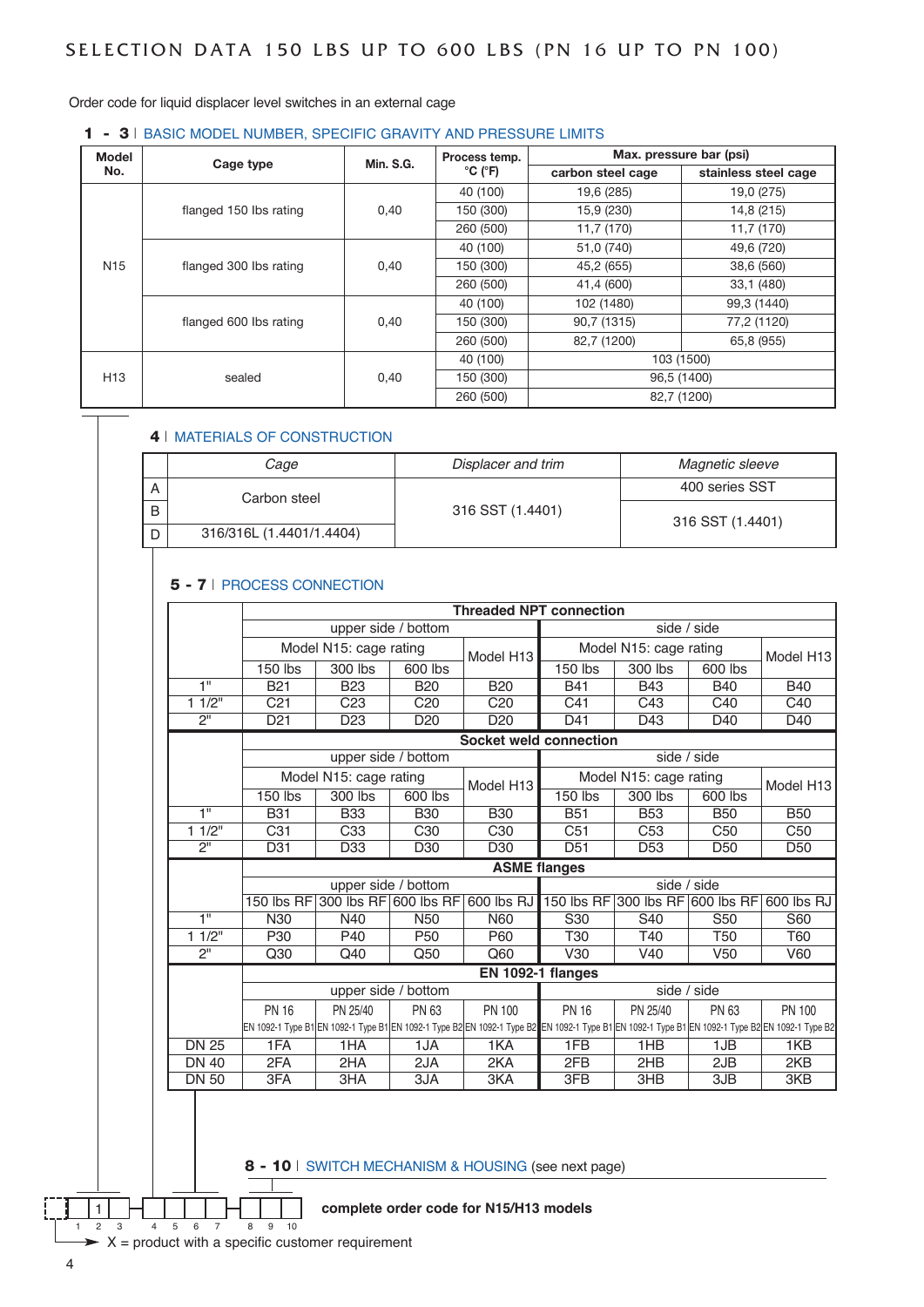# SELECTION DATA 150 LBS UP TO 600 LBS (PN 16 UP TO PN 100)

Order code for liquid displacer level switches in an external cage

## 1 - 3 | BASIC MODEL NUMBER, SPECIFIC GRAVITY AND PRESSURE LIMITS

| Model No. | Cage type | Min. S.G. | Process temp. °C (°F) | Max. pressure bar (psi) carbon steel cage | Max. pressure bar (psi) stainless steel cage |
|---|---|---|---|---|---|
| N15 | flanged 150 lbs rating | 0,40 | 40 (100) | 19,6 (285) | 19,0 (275) |
| | | | 150 (300) | 15,9 (230) | 14,8 (215) |
| | | | 260 (500) | 11,7 (170) | 11,7 (170) |
| | flanged 300 lbs rating | 0,40 | 40 (100) | 51,0 (740) | 49,6 (720) |
| | | | 150 (300) | 45,2 (655) | 38,6 (560) |
| | | | 260 (500) | 41,4 (600) | 33,1 (480) |
| | flanged 600 lbs rating | 0,40 | 40 (100) | 102 (1480) | 99,3 (1440) |
| | | | 150 (300) | 90,7 (1315) | 77,2 (1120) |
| | | | 260 (500) | 82,7 (1200) | 65,8 (955) |
| H13 | sealed | 0,40 | 40 (100) | 103 (1500) | |
| | | | 150 (300) | 96,5 (1400) | |
| | | | 260 (500) | 82,7 (1200) | |

## 4 | MATERIALS OF CONSTRUCTION

| | Cage | Displacer and trim | Magnetic sleeve |
|---|---|---|---|
| A | Carbon steel | 316 SST (1.4401) | 400 series SST |
| B | Carbon steel | 316 SST (1.4401) | 316 SST (1.4401) |
| D | 316/316L (1.4401/1.4404) | 316 SST (1.4401) | 316 SST (1.4401) |

## 5 - 7 | PROCESS CONNECTION

**Threaded NPT connection**

| | upper side / bottom | | | | side / side | | | |
|---|---|---|---|---|---|---|---|---|
| | Model N15: cage rating | | | Model H13 | Model N15: cage rating | | | Model H13 |
| | 150 lbs | 300 lbs | 600 lbs | | 150 lbs | 300 lbs | 600 lbs | |
| 1" | B21 | B23 | B20 | B20 | B41 | B43 | B40 | B40 |
| 1 1/2" | C21 | C23 | C20 | C20 | C41 | C43 | C40 | C40 |
| 2" | D21 | D23 | D20 | D20 | D41 | D43 | D40 | D40 |

**Socket weld connection**

| | upper side / bottom | | | | side / side | | | |
|---|---|---|---|---|---|---|---|---|
| | Model N15: cage rating | | | Model H13 | Model N15: cage rating | | | Model H13 |
| | 150 lbs | 300 lbs | 600 lbs | | 150 lbs | 300 lbs | 600 lbs | |
| 1" | B31 | B33 | B30 | B30 | B51 | B53 | B50 | B50 |
| 1 1/2" | C31 | C33 | C30 | C30 | C51 | C53 | C50 | C50 |
| 2" | D31 | D33 | D30 | D30 | D51 | D53 | D50 | D50 |

**ASME flanges**

| | upper side / bottom | | | | side / side | | | |
|---|---|---|---|---|---|---|---|---|
| | 150 lbs RF | 300 lbs RF | 600 lbs RF | 600 lbs RJ | 150 lbs RF | 300 lbs RF | 600 lbs RF | 600 lbs RJ |
| 1" | N30 | N40 | N50 | N60 | S30 | S40 | S50 | S60 |
| 1 1/2" | P30 | P40 | P50 | P60 | T30 | T40 | T50 | T60 |
| 2" | Q30 | Q40 | Q50 | Q60 | V30 | V40 | V50 | V60 |

**EN 1092-1 flanges**

| | upper side / bottom | | | | side / side | | | |
|---|---|---|---|---|---|---|---|---|
| | PN 16 EN 1092-1 Type B1 | PN 25/40 EN 1092-1 Type B1 | PN 63 EN 1092-1 Type B2 | PN 100 EN 1092-1 Type B2 | PN 16 EN 1092-1 Type B1 | PN 25/40 EN 1092-1 Type B1 | PN 63 EN 1092-1 Type B2 | PN 100 EN 1092-1 Type B2 |
| DN 25 | 1FA | 1HA | 1JA | 1KA | 1FB | 1HB | 1JB | 1KB |
| DN 40 | 2FA | 2HA | 2JA | 2KA | 2FB | 2HB | 2JB | 2KB |
| DN 50 | 3FA | 3HA | 3JA | 3KA | 3FB | 3HB | 3JB | 3KB |

## 8 - 10 | SWITCH MECHANISM & HOUSING (see next page)

**complete order code for N15/H13 models**

X = product with a specific customer requirement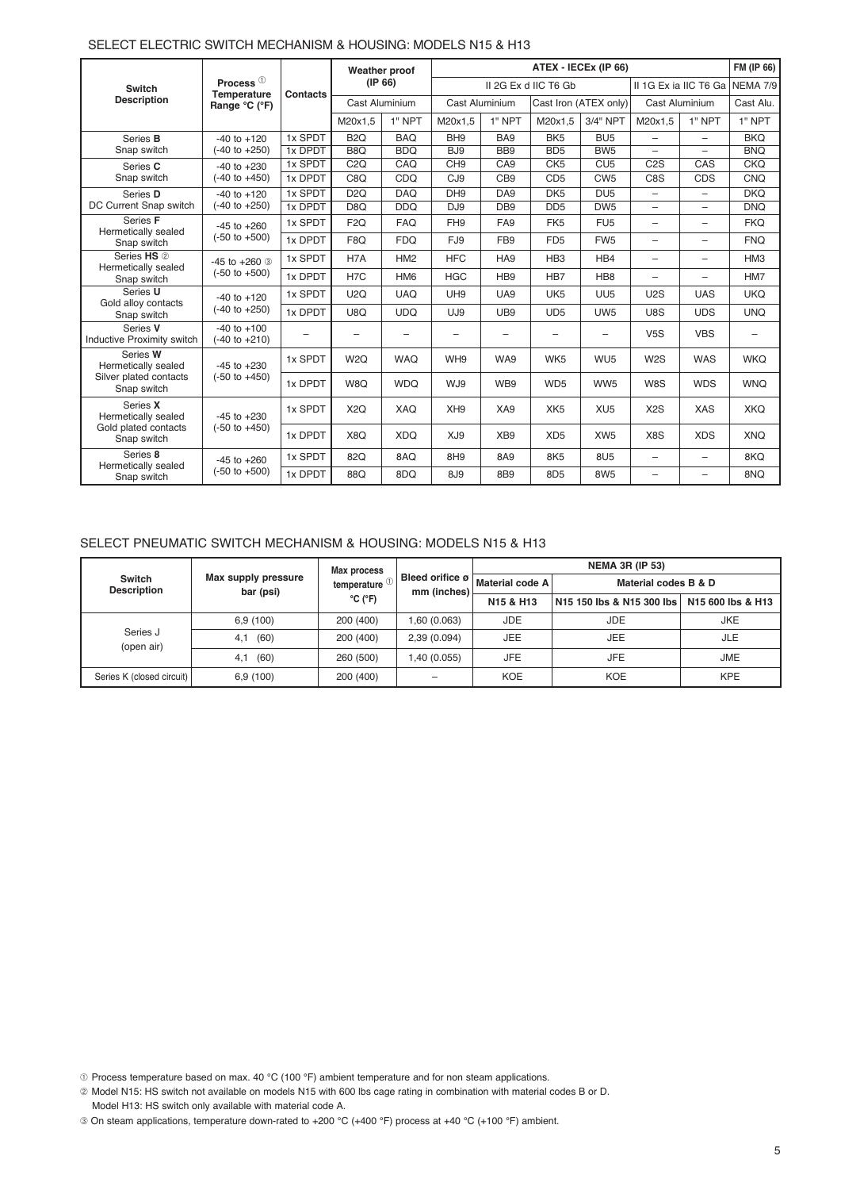## SELECT ELECTRIC SWITCH MECHANISM & HOUSING: MODELS N15 & H13

| Switch Description | Process ① Temperature Range °C (°F) | Contacts | Weather proof (IP 66) | | ATEX - IECEx (IP 66) | | | | | | FM (IP 66) |
|---|---|---|---|---|---|---|---|---|---|---|---|
| | | | | | II 2G Ex d IIC T6 Gb | | | | II 1G Ex ia IIC T6 Ga | | NEMA 7/9 |
| | | | Cast Aluminium | | Cast Aluminium | | Cast Iron (ATEX only) | | Cast Aluminium | | Cast Alu. |
| | | | M20x1,5 | 1" NPT | M20x1,5 | 1" NPT | M20x1,5 | 3/4" NPT | M20x1,5 | 1" NPT | 1" NPT |
| Series **B** Snap switch | -40 to +120 (-40 to +250) | 1x SPDT | B2Q | BAQ | BH9 | BA9 | BK5 | BU5 | – | – | BKQ |
| | | 1x DPDT | B8Q | BDQ | BJ9 | BB9 | BD5 | BW5 | – | – | BNQ |
| Series **C** Snap switch | -40 to +230 (-40 to +450) | 1x SPDT | C2Q | CAQ | CH9 | CA9 | CK5 | CU5 | C2S | CAS | CKQ |
| | | 1x DPDT | C8Q | CDQ | CJ9 | CB9 | CD5 | CW5 | C8S | CDS | CNQ |
| Series **D** DC Current Snap switch | -40 to +120 (-40 to +250) | 1x SPDT | D2Q | DAQ | DH9 | DA9 | DK5 | DU5 | – | – | DKQ |
| | | 1x DPDT | D8Q | DDQ | DJ9 | DB9 | DD5 | DW5 | – | – | DNQ |
| Series **F** Hermetically sealed Snap switch | -45 to +260 (-50 to +500) | 1x SPDT | F2Q | FAQ | FH9 | FA9 | FK5 | FU5 | – | – | FKQ |
| | | 1x DPDT | F8Q | FDQ | FJ9 | FB9 | FD5 | FW5 | – | – | FNQ |
| Series **HS** ② Hermetically sealed Snap switch | -45 to +260 ③ (-50 to +500) | 1x SPDT | H7A | HM2 | HFC | HA9 | HB3 | HB4 | – | – | HM3 |
| | | 1x DPDT | H7C | HM6 | HGC | HB9 | HB7 | HB8 | – | – | HM7 |
| Series **U** Gold alloy contacts Snap switch | -40 to +120 (-40 to +250) | 1x SPDT | U2Q | UAQ | UH9 | UA9 | UK5 | UU5 | U2S | UAS | UKQ |
| | | 1x DPDT | U8Q | UDQ | UJ9 | UB9 | UD5 | UW5 | U8S | UDS | UNQ |
| Series **V** Inductive Proximity switch | -40 to +100 (-40 to +210) | – | – | – | – | – | – | – | V5S | VBS | – |
| Series **W** Hermetically sealed Silver plated contacts Snap switch | -45 to +230 (-50 to +450) | 1x SPDT | W2Q | WAQ | WH9 | WA9 | WK5 | WU5 | W2S | WAS | WKQ |
| | | 1x DPDT | W8Q | WDQ | WJ9 | WB9 | WD5 | WW5 | W8S | WDS | WNQ |
| Series **X** Hermetically sealed Gold plated contacts Snap switch | -45 to +230 (-50 to +450) | 1x SPDT | X2Q | XAQ | XH9 | XA9 | XK5 | XU5 | X2S | XAS | XKQ |
| | | 1x DPDT | X8Q | XDQ | XJ9 | XB9 | XD5 | XW5 | X8S | XDS | XNQ |
| Series **8** Hermetically sealed Snap switch | -45 to +260 (-50 to +500) | 1x SPDT | 82Q | 8AQ | 8H9 | 8A9 | 8K5 | 8U5 | – | – | 8KQ |
| | | 1x DPDT | 88Q | 8DQ | 8J9 | 8B9 | 8D5 | 8W5 | – | – | 8NQ |

## SELECT PNEUMATIC SWITCH MECHANISM & HOUSING: MODELS N15 & H13

| Switch Description | Max supply pressure bar (psi) | Max process temperature ① °C (°F) | Bleed orifice ø mm (inches) | NEMA 3R (IP 53) | | |
|---|---|---|---|---|---|---|
| | | | | Material code A | Material codes B & D | |
| | | | | N15 & H13 | N15 150 lbs & N15 300 lbs | N15 600 lbs & H13 |
| Series J (open air) | 6,9 (100) | 200 (400) | 1,60 (0.063) | JDE | JDE | JKE |
| | 4,1 (60) | 200 (400) | 2,39 (0.094) | JEE | JEE | JLE |
| | 4,1 (60) | 260 (500) | 1,40 (0.055) | JFE | JFE | JME |
| Series K (closed circuit) | 6,9 (100) | 200 (400) | – | KOE | KOE | KPE |

① Process temperature based on max. 40 °C (100 °F) ambient temperature and for non steam applications.

② Model N15: HS switch not available on models N15 with 600 lbs cage rating in combination with material codes B or D.
Model H13: HS switch only available with material code A.

③ On steam applications, temperature down-rated to +200 °C (+400 °F) process at +40 °C (+100 °F) ambient.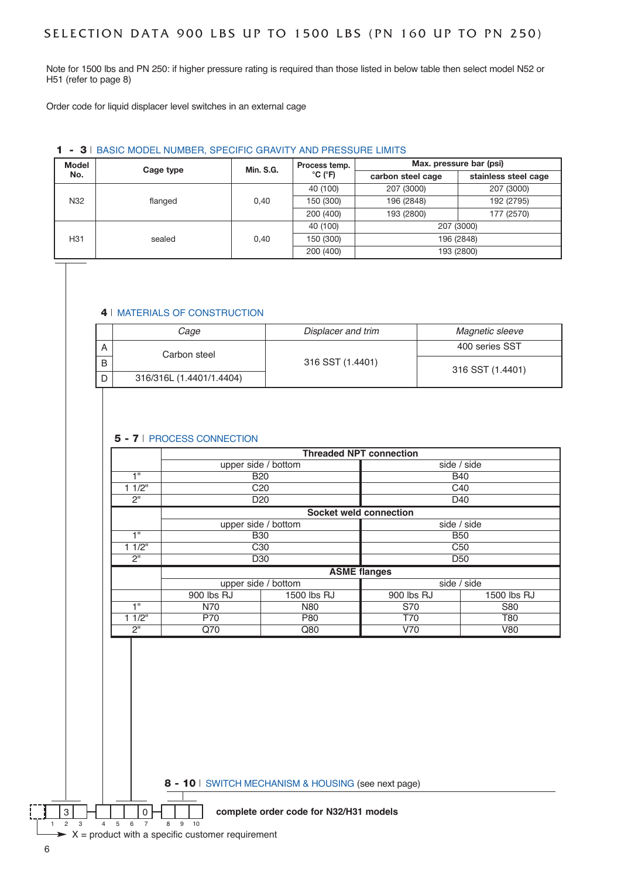# SELECTION DATA 900 LBS UP TO 1500 LBS (PN 160 UP TO PN 250)

Note for 1500 lbs and PN 250: if higher pressure rating is required than those listed in below table then select model N52 or H51 (refer to page 8)

Order code for liquid displacer level switches in an external cage

## 1 - 3 | BASIC MODEL NUMBER, SPECIFIC GRAVITY AND PRESSURE LIMITS

| Model No. | Cage type | Min. S.G. | Process temp. °C (°F) | Max. pressure bar (psi) carbon steel cage | Max. pressure bar (psi) stainless steel cage |
|---|---|---|---|---|---|
| N32 | flanged | 0,40 | 40 (100) | 207 (3000) | 207 (3000) |
| | | | 150 (300) | 196 (2848) | 192 (2795) |
| | | | 200 (400) | 193 (2800) | 177 (2570) |
| H31 | sealed | 0,40 | 40 (100) | 207 (3000) | |
| | | | 150 (300) | 196 (2848) | |
| | | | 200 (400) | 193 (2800) | |

## 4 | MATERIALS OF CONSTRUCTION

| | *Cage* | *Displacer and trim* | *Magnetic sleeve* |
|---|---|---|---|
| A | Carbon steel | 316 SST (1.4401) | 400 series SST |
| B | Carbon steel | 316 SST (1.4401) | 316 SST (1.4401) |
| D | 316/316L (1.4401/1.4404) | 316 SST (1.4401) | 316 SST (1.4401) |

## 5 - 7 | PROCESS CONNECTION

| | Threaded NPT connection | | | |
|---|---|---|---|---|
| | upper side / bottom | | side / side | |
| 1" | B20 | | B40 | |
| 1 1/2" | C20 | | C40 | |
| 2" | D20 | | D40 | |
| | **Socket weld connection** | | | |
| | upper side / bottom | | side / side | |
| 1" | B30 | | B50 | |
| 1 1/2" | C30 | | C50 | |
| 2" | D30 | | D50 | |
| | **ASME flanges** | | | |
| | upper side / bottom | | side / side | |
| | 900 lbs RJ | 1500 lbs RJ | 900 lbs RJ | 1500 lbs RJ |
| 1" | N70 | N80 | S70 | S80 |
| 1 1/2" | P70 | P80 | T70 | T80 |
| 2" | Q70 | Q80 | V70 | V80 |

## 8 - 10 | SWITCH MECHANISM & HOUSING (see next page)

[ ][ ][3] – [ ][ ][ ][0] – [ ][ ][ ] **complete order code for N32/H31 models**

1 2 3 4 5 6 7 8 9 10

X = product with a specific customer requirement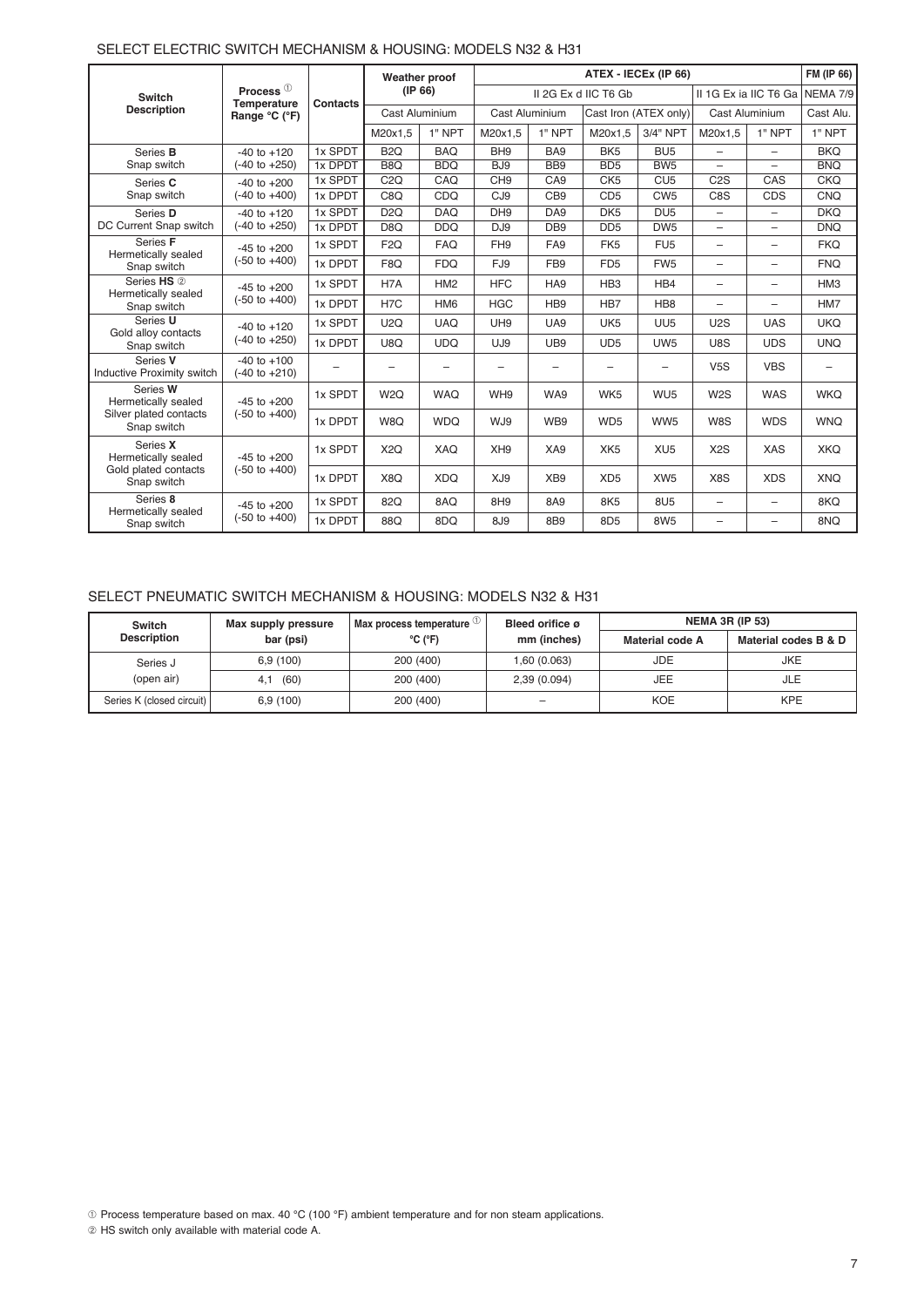## SELECT ELECTRIC SWITCH MECHANISM & HOUSING: MODELS N32 & H31

| Switch Description | Process ① Temperature Range °C (°F) | Contacts | Weather proof (IP 66) | | ATEX - IECEx (IP 66) | | | | | | FM (IP 66) |
|---|---|---|---|---|---|---|---|---|---|---|---|
| | | | | | II 2G Ex d IIC T6 Gb | | | | II 1G Ex ia IIC T6 Ga | | NEMA 7/9 |
| | | | Cast Aluminium | | Cast Aluminium | | Cast Iron (ATEX only) | | Cast Aluminium | | Cast Alu. |
| | | | M20x1,5 | 1" NPT | M20x1,5 | 1" NPT | M20x1,5 | 3/4" NPT | M20x1,5 | 1" NPT | 1" NPT |
| Series **B** Snap switch | -40 to +120 (-40 to +250) | 1x SPDT | B2Q | BAQ | BH9 | BA9 | BK5 | BU5 | – | – | BKQ |
| | | 1x DPDT | B8Q | BDQ | BJ9 | BB9 | BD5 | BW5 | – | – | BNQ |
| Series **C** Snap switch | -40 to +200 (-40 to +400) | 1x SPDT | C2Q | CAQ | CH9 | CA9 | CK5 | CU5 | C2S | CAS | CKQ |
| | | 1x DPDT | C8Q | CDQ | CJ9 | CB9 | CD5 | CW5 | C8S | CDS | CNQ |
| Series **D** DC Current Snap switch | -40 to +120 (-40 to +250) | 1x SPDT | D2Q | DAQ | DH9 | DA9 | DK5 | DU5 | – | – | DKQ |
| | | 1x DPDT | D8Q | DDQ | DJ9 | DB9 | DD5 | DW5 | – | – | DNQ |
| Series **F** Hermetically sealed Snap switch | -45 to +200 (-50 to +400) | 1x SPDT | F2Q | FAQ | FH9 | FA9 | FK5 | FU5 | – | – | FKQ |
| | | 1x DPDT | F8Q | FDQ | FJ9 | FB9 | FD5 | FW5 | – | – | FNQ |
| Series **HS** ② Hermetically sealed Snap switch | -45 to +200 (-50 to +400) | 1x SPDT | H7A | HM2 | HFC | HA9 | HB3 | HB4 | – | – | HM3 |
| | | 1x DPDT | H7C | HM6 | HGC | HB9 | HB7 | HB8 | – | – | HM7 |
| Series **U** Gold alloy contacts Snap switch | -40 to +120 (-40 to +250) | 1x SPDT | U2Q | UAQ | UH9 | UA9 | UK5 | UU5 | U2S | UAS | UKQ |
| | | 1x DPDT | U8Q | UDQ | UJ9 | UB9 | UD5 | UW5 | U8S | UDS | UNQ |
| Series **V** Inductive Proximity switch | -40 to +100 (-40 to +210) | – | – | – | – | – | – | – | V5S | VBS | – |
| Series **W** Hermetically sealed Silver plated contacts Snap switch | -45 to +200 (-50 to +400) | 1x SPDT | W2Q | WAQ | WH9 | WA9 | WK5 | WU5 | W2S | WAS | WKQ |
| | | 1x DPDT | W8Q | WDQ | WJ9 | WB9 | WD5 | WW5 | W8S | WDS | WNQ |
| Series **X** Hermetically sealed Gold plated contacts Snap switch | -45 to +200 (-50 to +400) | 1x SPDT | X2Q | XAQ | XH9 | XA9 | XK5 | XU5 | X2S | XAS | XKQ |
| | | 1x DPDT | X8Q | XDQ | XJ9 | XB9 | XD5 | XW5 | X8S | XDS | XNQ |
| Series **8** Hermetically sealed Snap switch | -45 to +200 (-50 to +400) | 1x SPDT | 82Q | 8AQ | 8H9 | 8A9 | 8K5 | 8U5 | – | – | 8KQ |
| | | 1x DPDT | 88Q | 8DQ | 8J9 | 8B9 | 8D5 | 8W5 | – | – | 8NQ |

## SELECT PNEUMATIC SWITCH MECHANISM & HOUSING: MODELS N32 & H31

| Switch Description | Max supply pressure bar (psi) | Max process temperature ① °C (°F) | Bleed orifice ø mm (inches) | NEMA 3R (IP 53) | |
|---|---|---|---|---|---|
| | | | | Material code A | Material codes B & D |
| Series J (open air) | 6,9 (100) | 200 (400) | 1,60 (0.063) | JDE | JKE |
| | 4,1 (60) | 200 (400) | 2,39 (0.094) | JEE | JLE |
| Series K (closed circuit) | 6,9 (100) | 200 (400) | – | KOE | KPE |

① Process temperature based on max. 40 °C (100 °F) ambient temperature and for non steam applications.
② HS switch only available with material code A.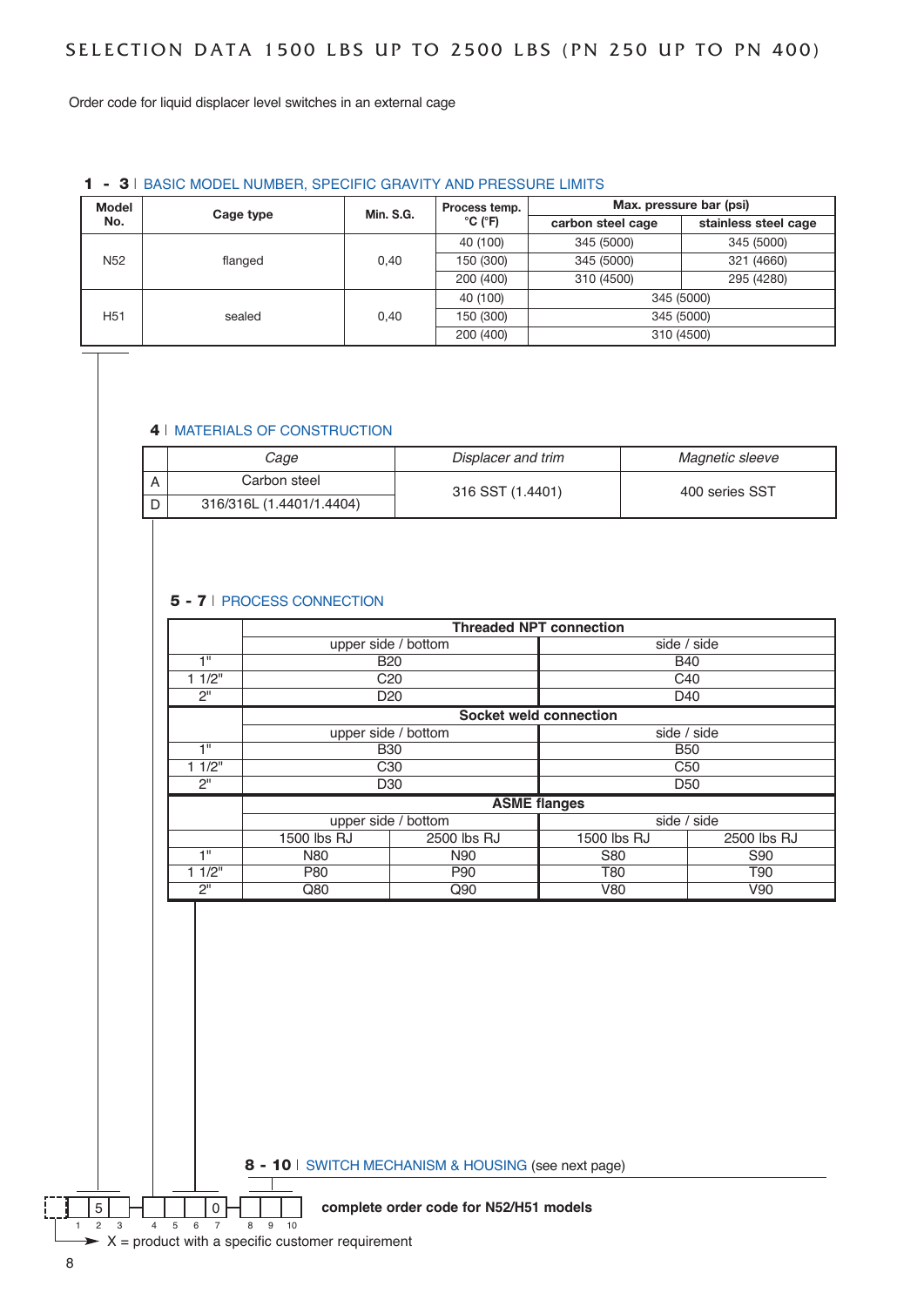# SELECTION DATA 1500 LBS UP TO 2500 LBS (PN 250 UP TO PN 400)

Order code for liquid displacer level switches in an external cage

## 1 - 3 | BASIC MODEL NUMBER, SPECIFIC GRAVITY AND PRESSURE LIMITS

| Model No. | Cage type | Min. S.G. | Process temp. °C (°F) | Max. pressure bar (psi) carbon steel cage | Max. pressure bar (psi) stainless steel cage |
|---|---|---|---|---|---|
| N52 | flanged | 0,40 | 40 (100) | 345 (5000) | 345 (5000) |
| | | | 150 (300) | 345 (5000) | 321 (4660) |
| | | | 200 (400) | 310 (4500) | 295 (4280) |
| H51 | sealed | 0,40 | 40 (100) | 345 (5000) | |
| | | | 150 (300) | 345 (5000) | |
| | | | 200 (400) | 310 (4500) | |

## 4 | MATERIALS OF CONSTRUCTION

| | *Cage* | *Displacer and trim* | *Magnetic sleeve* |
|---|---|---|---|
| A | Carbon steel | 316 SST (1.4401) | 400 series SST |
| D | 316/316L (1.4401/1.4404) | 316 SST (1.4401) | 400 series SST |

## 5 - 7 | PROCESS CONNECTION

| | Threaded NPT connection | |
|---|---|---|
| | upper side / bottom | side / side |
| 1" | B20 | B40 |
| 1 1/2" | C20 | C40 |
| 2" | D20 | D40 |

| | Socket weld connection | |
|---|---|---|
| | upper side / bottom | side / side |
| 1" | B30 | B50 |
| 1 1/2" | C30 | C50 |
| 2" | D30 | D50 |

| | ASME flanges | | | |
|---|---|---|---|---|
| | upper side / bottom | | side / side | |
| | 1500 lbs RJ | 2500 lbs RJ | 1500 lbs RJ | 2500 lbs RJ |
| 1" | N80 | N90 | S80 | S90 |
| 1 1/2" | P80 | P90 | T80 | T90 |
| 2" | Q80 | Q90 | V80 | V90 |

## 8 - 10 | SWITCH MECHANISM & HOUSING (see next page)

| X | 1 | 2 (5) | 3 | 4 | 5 | 6 | 7 (0) | 8 | 9 | 10 |
|---|---|---|---|---|---|---|---|---|---|---|

**complete order code for N52/H51 models**

X = product with a specific customer requirement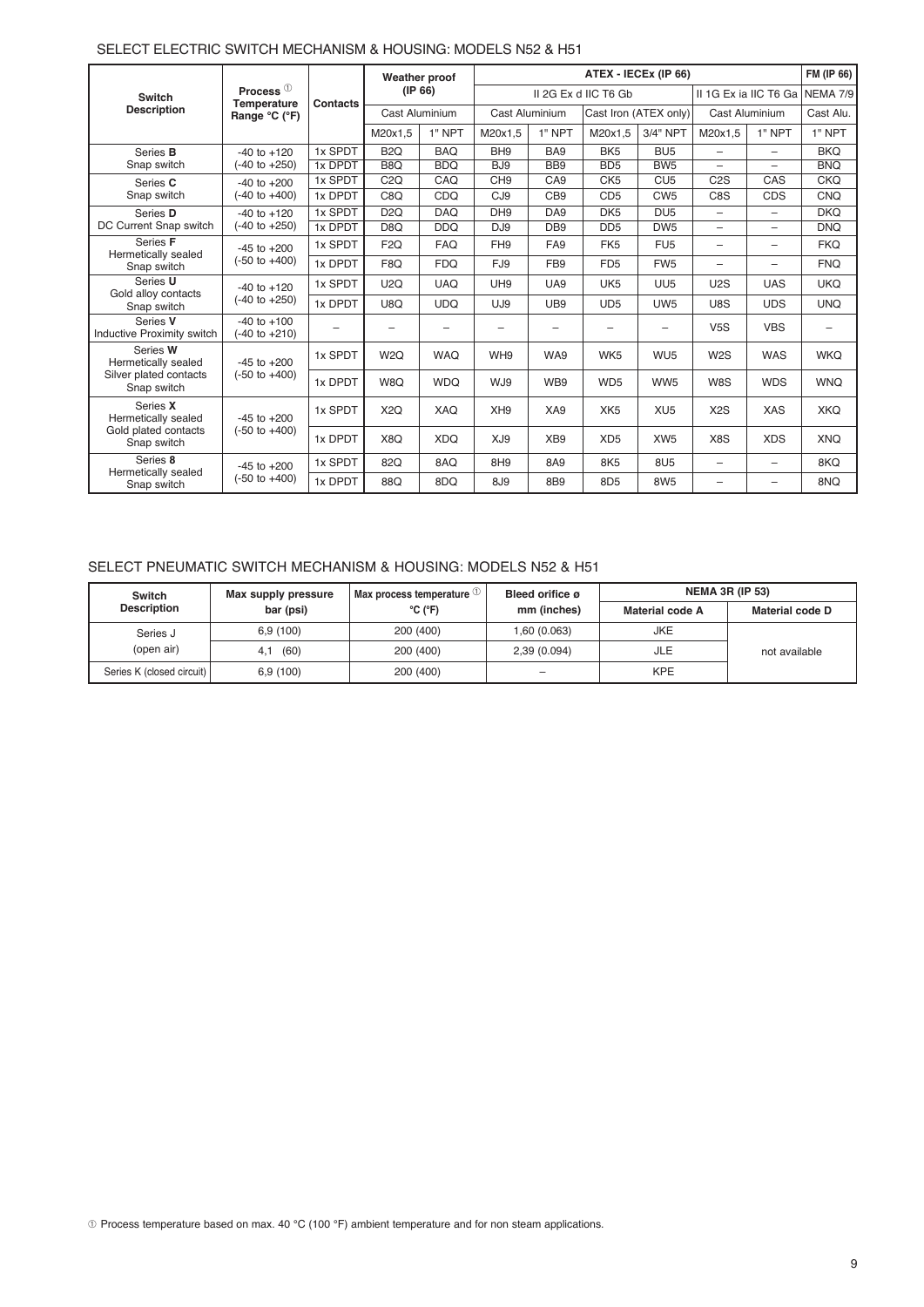## SELECT ELECTRIC SWITCH MECHANISM & HOUSING: MODELS N52 & H51

| Switch Description | Process ① Temperature Range °C (°F) | Contacts | Weather proof (IP 66) | | ATEX - IECEx (IP 66) | | | | | | FM (IP 66) |
|---|---|---|---|---|---|---|---|---|---|---|---|
| | | | | | II 2G Ex d IIC T6 Gb | | | | II 1G Ex ia IIC T6 Ga | | NEMA 7/9 |
| | | | Cast Aluminium | | Cast Aluminium | | Cast Iron (ATEX only) | | Cast Aluminium | | Cast Alu. |
| | | | M20x1,5 | 1" NPT | M20x1,5 | 1" NPT | M20x1,5 | 3/4" NPT | M20x1,5 | 1" NPT | 1" NPT |
| Series **B** Snap switch | -40 to +120 (-40 to +250) | 1x SPDT | B2Q | BAQ | BH9 | BA9 | BK5 | BU5 | – | – | BKQ |
| | | 1x DPDT | B8Q | BDQ | BJ9 | BB9 | BD5 | BW5 | – | – | BNQ |
| Series **C** Snap switch | -40 to +200 (-40 to +400) | 1x SPDT | C2Q | CAQ | CH9 | CA9 | CK5 | CU5 | C2S | CAS | CKQ |
| | | 1x DPDT | C8Q | CDQ | CJ9 | CB9 | CD5 | CW5 | C8S | CDS | CNQ |
| Series **D** DC Current Snap switch | -40 to +120 (-40 to +250) | 1x SPDT | D2Q | DAQ | DH9 | DA9 | DK5 | DU5 | – | – | DKQ |
| | | 1x DPDT | D8Q | DDQ | DJ9 | DB9 | DD5 | DW5 | – | – | DNQ |
| Series **F** Hermetically sealed Snap switch | -45 to +200 (-50 to +400) | 1x SPDT | F2Q | FAQ | FH9 | FA9 | FK5 | FU5 | – | – | FKQ |
| | | 1x DPDT | F8Q | FDQ | FJ9 | FB9 | FD5 | FW5 | – | – | FNQ |
| Series **U** Gold alloy contacts Snap switch | -40 to +120 (-40 to +250) | 1x SPDT | U2Q | UAQ | UH9 | UA9 | UK5 | UU5 | U2S | UAS | UKQ |
| | | 1x DPDT | U8Q | UDQ | UJ9 | UB9 | UD5 | UW5 | U8S | UDS | UNQ |
| Series **V** Inductive Proximity switch | -40 to +100 (-40 to +210) | – | – | – | – | – | – | – | V5S | VBS | – |
| Series **W** Hermetically sealed Silver plated contacts Snap switch | -45 to +200 (-50 to +400) | 1x SPDT | W2Q | WAQ | WH9 | WA9 | WK5 | WU5 | W2S | WAS | WKQ |
| | | 1x DPDT | W8Q | WDQ | WJ9 | WB9 | WD5 | WW5 | W8S | WDS | WNQ |
| Series **X** Hermetically sealed Gold plated contacts Snap switch | -45 to +200 (-50 to +400) | 1x SPDT | X2Q | XAQ | XH9 | XA9 | XK5 | XU5 | X2S | XAS | XKQ |
| | | 1x DPDT | X8Q | XDQ | XJ9 | XB9 | XD5 | XW5 | X8S | XDS | XNQ |
| Series **8** Hermetically sealed Snap switch | -45 to +200 (-50 to +400) | 1x SPDT | 82Q | 8AQ | 8H9 | 8A9 | 8K5 | 8U5 | – | – | 8KQ |
| | | 1x DPDT | 88Q | 8DQ | 8J9 | 8B9 | 8D5 | 8W5 | – | – | 8NQ |

## SELECT PNEUMATIC SWITCH MECHANISM & HOUSING: MODELS N52 & H51

| Switch Description | Max supply pressure bar (psi) | Max process temperature ① °C (°F) | Bleed orifice ø mm (inches) | NEMA 3R (IP 53) | |
|---|---|---|---|---|---|
| | | | | Material code A | Material code D |
| Series J (open air) | 6,9 (100) | 200 (400) | 1,60 (0.063) | JKE | not available |
| | 4,1 (60) | 200 (400) | 2,39 (0.094) | JLE | |
| Series K (closed circuit) | 6,9 (100) | 200 (400) | – | KPE | |

① Process temperature based on max. 40 °C (100 °F) ambient temperature and for non steam applications.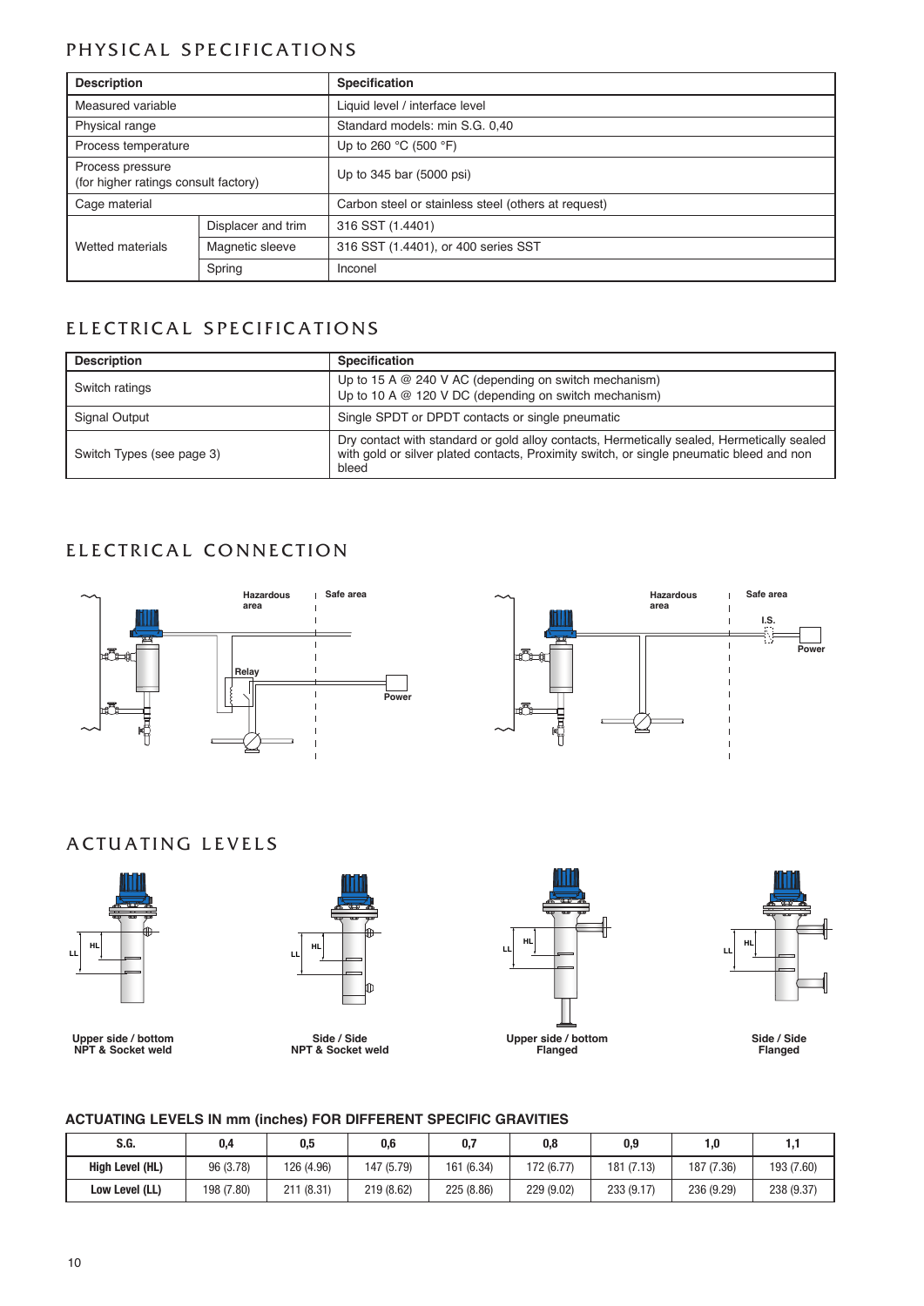## PHYSICAL SPECIFICATIONS

| Description | | Specification |
|---|---|---|
| Measured variable | | Liquid level / interface level |
| Physical range | | Standard models: min S.G. 0,40 |
| Process temperature | | Up to 260 °C (500 °F) |
| Process pressure (for higher ratings consult factory) | | Up to 345 bar (5000 psi) |
| Cage material | | Carbon steel or stainless steel (others at request) |
| Wetted materials | Displacer and trim | 316 SST (1.4401) |
| | Magnetic sleeve | 316 SST (1.4401), or 400 series SST |
| | Spring | Inconel |

## ELECTRICAL SPECIFICATIONS

| Description | Specification |
|---|---|
| Switch ratings | Up to 15 A @ 240 V AC (depending on switch mechanism)<br>Up to 10 A @ 120 V DC (depending on switch mechanism) |
| Signal Output | Single SPDT or DPDT contacts or single pneumatic |
| Switch Types (see page 3) | Dry contact with standard or gold alloy contacts, Hermetically sealed, Hermetically sealed with gold or silver plated contacts, Proximity switch, or single pneumatic bleed and non bleed |

## ELECTRICAL CONNECTION

Hazardous area | Safe area | Relay | Power

Hazardous area | Safe area | I.S. | Power

## ACTUATING LEVELS

Upper side / bottom NPT & Socket weld

Side / Side NPT & Socket weld

Upper side / bottom Flanged

Side / Side Flanged

### ACTUATING LEVELS IN mm (inches) FOR DIFFERENT SPECIFIC GRAVITIES

| S.G. | 0,4 | 0,5 | 0,6 | 0,7 | 0,8 | 0,9 | 1,0 | 1,1 |
|---|---|---|---|---|---|---|---|---|
| High Level (HL) | 96 (3.78) | 126 (4.96) | 147 (5.79) | 161 (6.34) | 172 (6.77) | 181 (7.13) | 187 (7.36) | 193 (7.60) |
| Low Level (LL) | 198 (7.80) | 211 (8.31) | 219 (8.62) | 225 (8.86) | 229 (9.02) | 233 (9.17) | 236 (9.29) | 238 (9.37) |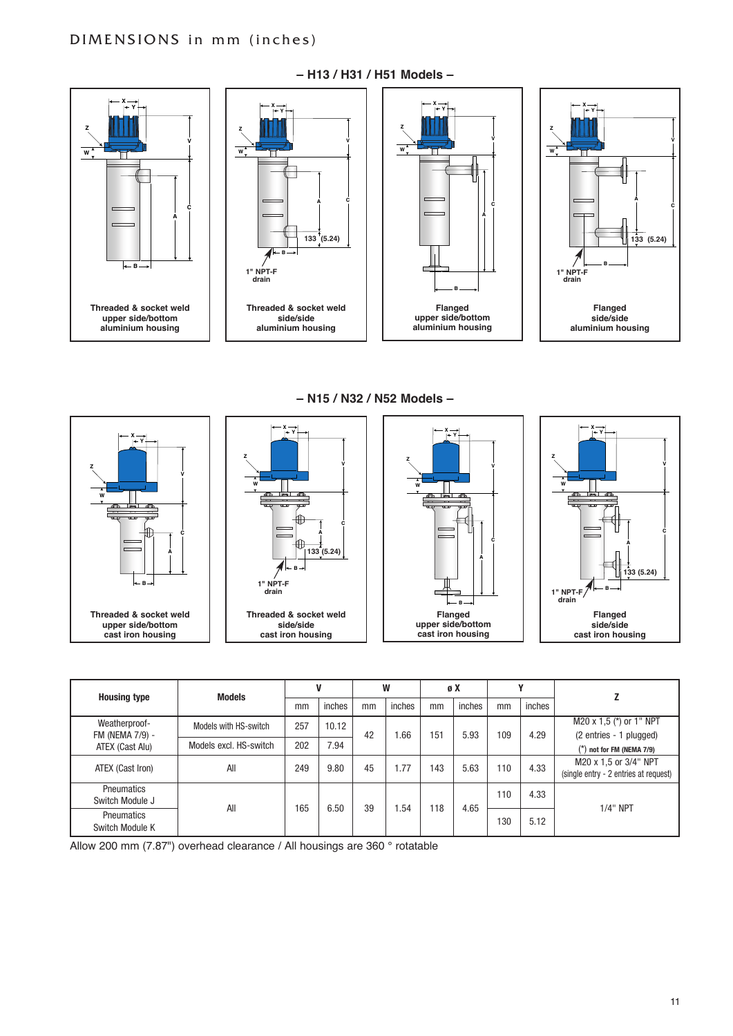# DIMENSIONS in mm (inches)

## – H13 / H31 / H51 Models –

Threaded & socket weld upper side/bottom aluminium housing

Threaded & socket weld side/side aluminium housing

Flanged upper side/bottom aluminium housing

Flanged side/side aluminium housing

## – N15 / N32 / N52 Models –

Threaded & socket weld upper side/bottom cast iron housing

Threaded & socket weld side/side cast iron housing

Flanged upper side/bottom cast iron housing

Flanged side/side cast iron housing

| Housing type | Models | V | | W | | ø X | | Y | | Z |
|---|---|---|---|---|---|---|---|---|---|---|
| | | mm | inches | mm | inches | mm | inches | mm | inches | |
| Weatherproof-FM (NEMA 7/9) - ATEX (Cast Alu) | Models with HS-switch | 257 | 10.12 | 42 | 1.66 | 151 | 5.93 | 109 | 4.29 | M20 x 1,5 (*) or 1" NPT (2 entries - 1 plugged) (*) not for FM (NEMA 7/9) |
| | Models excl. HS-switch | 202 | 7.94 | | | | | | | |
| ATEX (Cast Iron) | All | 249 | 9.80 | 45 | 1.77 | 143 | 5.63 | 110 | 4.33 | M20 x 1,5 or 3/4" NPT (single entry - 2 entries at request) |
| Pneumatics Switch Module J | All | 165 | 6.50 | 39 | 1.54 | 118 | 4.65 | 110 | 4.33 | 1/4" NPT |
| Pneumatics Switch Module K | | | | | | | | 130 | 5.12 | |

Allow 200 mm (7.87") overhead clearance / All housings are 360 ° rotatable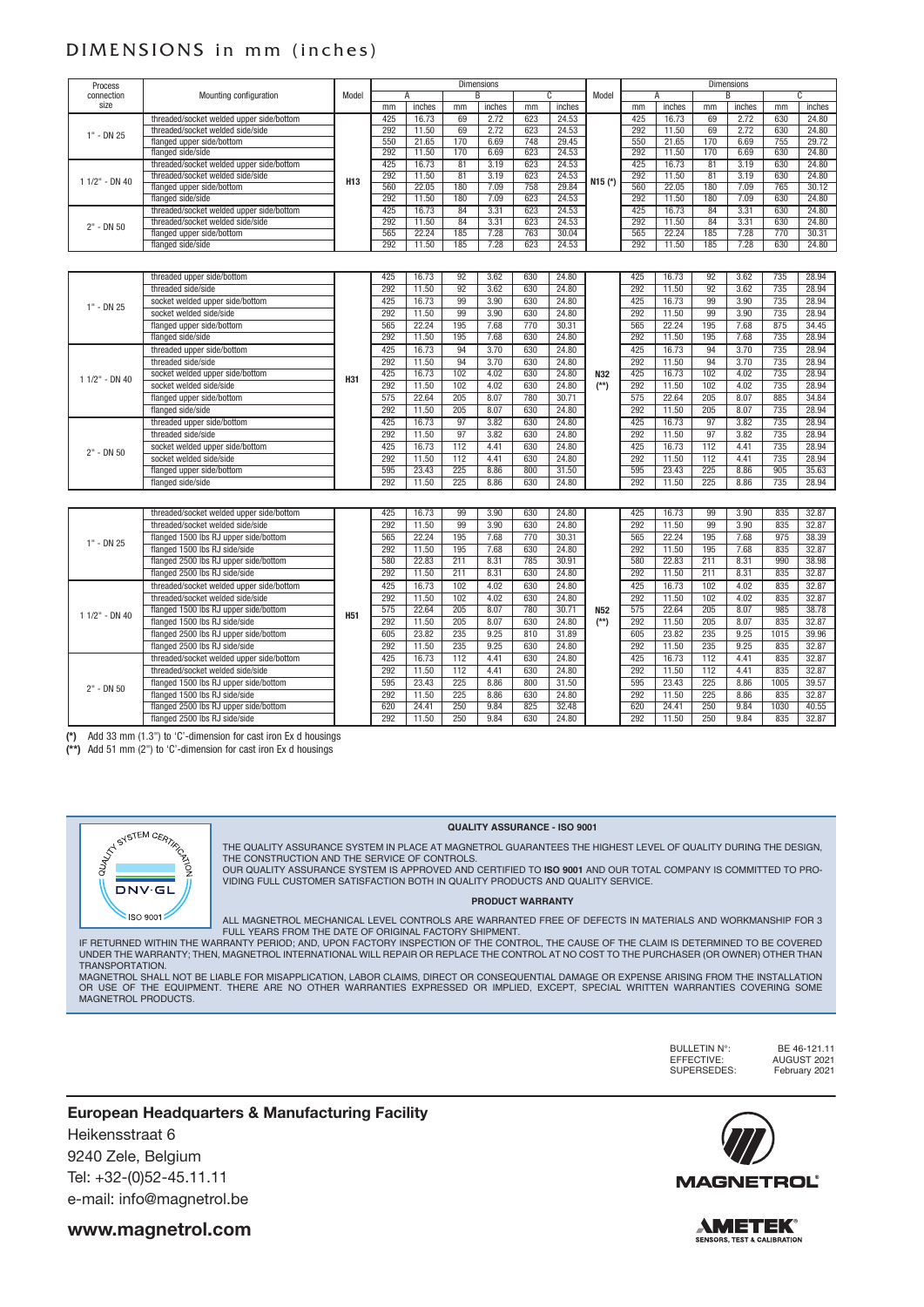# DIMENSIONS in mm (inches)

| Process connection size | Mounting configuration | Model | Dimensions | | | | | | Model | Dimensions | | | | | |
|---|---|---|---|---|---|---|---|---|---|---|---|---|---|---|---|
| | | | A | | B | | C | | | A | | B | | C | |
| | | | mm | inches | mm | inches | mm | inches | | mm | inches | mm | inches | mm | inches |
| 1" - DN 25 | threaded/socket welded upper side/bottom | H13 | 425 | 16.73 | 69 | 2.72 | 623 | 24.53 | N15 (*) | 425 | 16.73 | 69 | 2.72 | 630 | 24.80 |
| | threaded/socket welded side/side | | 292 | 11.50 | 69 | 2.72 | 623 | 24.53 | | 292 | 11.50 | 69 | 2.72 | 630 | 24.80 |
| | flanged upper side/bottom | | 550 | 21.65 | 170 | 6.69 | 748 | 29.45 | | 550 | 21.65 | 170 | 6.69 | 755 | 29.72 |
| | flanged side/side | | 292 | 11.50 | 170 | 6.69 | 623 | 24.53 | | 292 | 11.50 | 170 | 6.69 | 630 | 24.80 |
| 1 1/2" - DN 40 | threaded/socket welded upper side/bottom | | 425 | 16.73 | 81 | 3.19 | 623 | 24.53 | | 425 | 16.73 | 81 | 3.19 | 630 | 24.80 |
| | threaded/socket welded side/side | | 292 | 11.50 | 81 | 3.19 | 623 | 24.53 | | 292 | 11.50 | 81 | 3.19 | 630 | 24.80 |
| | flanged upper side/bottom | | 560 | 22.05 | 180 | 7.09 | 758 | 29.84 | | 560 | 22.05 | 180 | 7.09 | 765 | 30.12 |
| | flanged side/side | | 292 | 11.50 | 180 | 7.09 | 623 | 24.53 | | 292 | 11.50 | 180 | 7.09 | 630 | 24.80 |
| 2" - DN 50 | threaded/socket welded upper side/bottom | | 425 | 16.73 | 84 | 3.31 | 623 | 24.53 | | 425 | 16.73 | 84 | 3.31 | 630 | 24.80 |
| | threaded/socket welded side/side | | 292 | 11.50 | 84 | 3.31 | 623 | 24.53 | | 292 | 11.50 | 84 | 3.31 | 630 | 24.80 |
| | flanged upper side/bottom | | 565 | 22.24 | 185 | 7.28 | 763 | 30.04 | | 565 | 22.24 | 185 | 7.28 | 770 | 30.31 |
| | flanged side/side | | 292 | 11.50 | 185 | 7.28 | 623 | 24.53 | | 292 | 11.50 | 185 | 7.28 | 630 | 24.80 |

| Process connection size | Mounting configuration | Model | A mm | A inches | B mm | B inches | C mm | C inches | Model | A mm | A inches | B mm | B inches | C mm | C inches |
|---|---|---|---|---|---|---|---|---|---|---|---|---|---|---|---|
| 1" - DN 25 | threaded upper side/bottom | H31 | 425 | 16.73 | 92 | 3.62 | 630 | 24.80 | N32 (**) | 425 | 16.73 | 92 | 3.62 | 735 | 28.94 |
| | threaded side/side | | 292 | 11.50 | 92 | 3.62 | 630 | 24.80 | | 292 | 11.50 | 92 | 3.62 | 735 | 28.94 |
| | socket welded upper side/bottom | | 425 | 16.73 | 99 | 3.90 | 630 | 24.80 | | 425 | 16.73 | 99 | 3.90 | 735 | 28.94 |
| | socket welded side/side | | 292 | 11.50 | 99 | 3.90 | 630 | 24.80 | | 292 | 11.50 | 99 | 3.90 | 735 | 28.94 |
| | flanged upper side/bottom | | 565 | 22.24 | 195 | 7.68 | 770 | 30.31 | | 565 | 22.24 | 195 | 7.68 | 875 | 34.45 |
| | flanged side/side | | 292 | 11.50 | 195 | 7.68 | 630 | 24.80 | | 292 | 11.50 | 195 | 7.68 | 735 | 28.94 |
| 1 1/2" - DN 40 | threaded upper side/bottom | | 425 | 16.73 | 94 | 3.70 | 630 | 24.80 | | 425 | 16.73 | 94 | 3.70 | 735 | 28.94 |
| | threaded side/side | | 292 | 11.50 | 94 | 3.70 | 630 | 24.80 | | 292 | 11.50 | 94 | 3.70 | 735 | 28.94 |
| | socket welded upper side/bottom | | 425 | 16.73 | 102 | 4.02 | 630 | 24.80 | | 425 | 16.73 | 102 | 4.02 | 735 | 28.94 |
| | socket welded side/side | | 292 | 11.50 | 102 | 4.02 | 630 | 24.80 | | 292 | 11.50 | 102 | 4.02 | 735 | 28.94 |
| | flanged upper side/bottom | | 575 | 22.64 | 205 | 8.07 | 780 | 30.71 | | 575 | 22.64 | 205 | 8.07 | 885 | 34.84 |
| | flanged side/side | | 292 | 11.50 | 205 | 8.07 | 630 | 24.80 | | 292 | 11.50 | 205 | 8.07 | 735 | 28.94 |
| 2" - DN 50 | threaded upper side/bottom | | 425 | 16.73 | 97 | 3.82 | 630 | 24.80 | | 425 | 16.73 | 97 | 3.82 | 735 | 28.94 |
| | threaded side/side | | 292 | 11.50 | 97 | 3.82 | 630 | 24.80 | | 292 | 11.50 | 97 | 3.82 | 735 | 28.94 |
| | socket welded upper side/bottom | | 425 | 16.73 | 112 | 4.41 | 630 | 24.80 | | 425 | 16.73 | 112 | 4.41 | 735 | 28.94 |
| | socket welded side/side | | 292 | 11.50 | 112 | 4.41 | 630 | 24.80 | | 292 | 11.50 | 112 | 4.41 | 735 | 28.94 |
| | flanged upper side/bottom | | 595 | 23.43 | 225 | 8.86 | 800 | 31.50 | | 595 | 23.43 | 225 | 8.86 | 905 | 35.63 |
| | flanged side/side | | 292 | 11.50 | 225 | 8.86 | 630 | 24.80 | | 292 | 11.50 | 225 | 8.86 | 735 | 28.94 |

| Process connection size | Mounting configuration | Model | A mm | A inches | B mm | B inches | C mm | C inches | Model | A mm | A inches | B mm | B inches | C mm | C inches |
|---|---|---|---|---|---|---|---|---|---|---|---|---|---|---|---|
| 1" - DN 25 | threaded/socket welded upper side/bottom | H51 | 425 | 16.73 | 99 | 3.90 | 630 | 24.80 | N52 (**) | 425 | 16.73 | 99 | 3.90 | 835 | 32.87 |
| | threaded/socket welded side/side | | 292 | 11.50 | 99 | 3.90 | 630 | 24.80 | | 292 | 11.50 | 99 | 3.90 | 835 | 32.87 |
| | flanged 1500 lbs RJ upper side/bottom | | 565 | 22.24 | 195 | 7.68 | 770 | 30.31 | | 565 | 22.24 | 195 | 7.68 | 975 | 38.39 |
| | flanged 1500 lbs RJ side/side | | 292 | 11.50 | 195 | 7.68 | 630 | 24.80 | | 292 | 11.50 | 195 | 7.68 | 835 | 32.87 |
| | flanged 2500 lbs RJ upper side/bottom | | 580 | 22.83 | 211 | 8.31 | 785 | 30.91 | | 580 | 22.83 | 211 | 8.31 | 990 | 38.98 |
| | flanged 2500 lbs RJ side/side | | 292 | 11.50 | 211 | 8.31 | 630 | 24.80 | | 292 | 11.50 | 211 | 8.31 | 835 | 32.87 |
| 1 1/2" - DN 40 | threaded/socket welded upper side/bottom | | 425 | 16.73 | 102 | 4.02 | 630 | 24.80 | | 425 | 16.73 | 102 | 4.02 | 835 | 32.87 |
| | threaded/socket welded side/side | | 292 | 11.50 | 102 | 4.02 | 630 | 24.80 | | 292 | 11.50 | 102 | 4.02 | 835 | 32.87 |
| | flanged 1500 lbs RJ upper side/bottom | | 575 | 22.64 | 205 | 8.07 | 780 | 30.71 | | 575 | 22.64 | 205 | 8.07 | 985 | 38.78 |
| | flanged 1500 lbs RJ side/side | | 292 | 11.50 | 205 | 8.07 | 630 | 24.80 | | 292 | 11.50 | 205 | 8.07 | 835 | 32.87 |
| | flanged 2500 lbs RJ upper side/bottom | | 605 | 23.82 | 235 | 9.25 | 810 | 31.89 | | 605 | 23.82 | 235 | 9.25 | 1015 | 39.96 |
| | flanged 2500 lbs RJ side/side | | 292 | 11.50 | 235 | 9.25 | 630 | 24.80 | | 292 | 11.50 | 235 | 9.25 | 835 | 32.87 |
| 2" - DN 50 | threaded/socket welded upper side/bottom | | 425 | 16.73 | 112 | 4.41 | 630 | 24.80 | | 425 | 16.73 | 112 | 4.41 | 835 | 32.87 |
| | threaded/socket welded side/side | | 292 | 11.50 | 112 | 4.41 | 630 | 24.80 | | 292 | 11.50 | 112 | 4.41 | 835 | 32.87 |
| | flanged 1500 lbs RJ upper side/bottom | | 595 | 23.43 | 225 | 8.86 | 800 | 31.50 | | 595 | 23.43 | 225 | 8.86 | 1005 | 39.57 |
| | flanged 1500 lbs RJ side/side | | 292 | 11.50 | 225 | 8.86 | 630 | 24.80 | | 292 | 11.50 | 225 | 8.86 | 835 | 32.87 |
| | flanged 2500 lbs RJ upper side/bottom | | 620 | 24.41 | 250 | 9.84 | 825 | 32.48 | | 620 | 24.41 | 250 | 9.84 | 1030 | 40.55 |
| | flanged 2500 lbs RJ side/side | | 292 | 11.50 | 250 | 9.84 | 630 | 24.80 | | 292 | 11.50 | 250 | 9.84 | 835 | 32.87 |

**(*)** Add 33 mm (1.3") to 'C'-dimension for cast iron Ex d housings

**(**)** Add 51 mm (2") to 'C'-dimension for cast iron Ex d housings

QUALITY SYSTEM CERTIFICATION
DNV·GL
ISO 9001

**QUALITY ASSURANCE - ISO 9001**

THE QUALITY ASSURANCE SYSTEM IN PLACE AT MAGNETROL GUARANTEES THE HIGHEST LEVEL OF QUALITY DURING THE DESIGN, THE CONSTRUCTION AND THE SERVICE OF CONTROLS.
OUR QUALITY ASSURANCE SYSTEM IS APPROVED AND CERTIFIED TO **ISO 9001** AND OUR TOTAL COMPANY IS COMMITTED TO PROVIDING FULL CUSTOMER SATISFACTION BOTH IN QUALITY PRODUCTS AND QUALITY SERVICE.

**PRODUCT WARRANTY**

ALL MAGNETROL MECHANICAL LEVEL CONTROLS ARE WARRANTED FREE OF DEFECTS IN MATERIALS AND WORKMANSHIP FOR 3 FULL YEARS FROM THE DATE OF ORIGINAL FACTORY SHIPMENT.
IF RETURNED WITHIN THE WARRANTY PERIOD; AND, UPON FACTORY INSPECTION OF THE CONTROL, THE CAUSE OF THE CLAIM IS DETERMINED TO BE COVERED UNDER THE WARRANTY; THEN, MAGNETROL INTERNATIONAL WILL REPAIR OR REPLACE THE CONTROL AT NO COST TO THE PURCHASER (OR OWNER) OTHER THAN TRANSPORTATION.
MAGNETROL SHALL NOT BE LIABLE FOR MISAPPLICATION, LABOR CLAIMS, DIRECT OR CONSEQUENTIAL DAMAGE OR EXPENSE ARISING FROM THE INSTALLATION OR USE OF THE EQUIPMENT. THERE ARE NO OTHER WARRANTIES EXPRESSED OR IMPLIED, EXCEPT, SPECIAL WRITTEN WARRANTIES COVERING SOME MAGNETROL PRODUCTS.

| | |
|---|---|
| BULLETIN N°: | BE 46-121.11 |
| EFFECTIVE: | AUGUST 2021 |
| SUPERSEDES: | February 2021 |

**European Headquarters & Manufacturing Facility**
Heikensstraat 6
9240 Zele, Belgium
Tel: +32-(0)52-45.11.11
e-mail: info@magnetrol.be

**www.magnetrol.com**

MAGNETROL

AMETEK
SENSORS, TEST & CALIBRATION